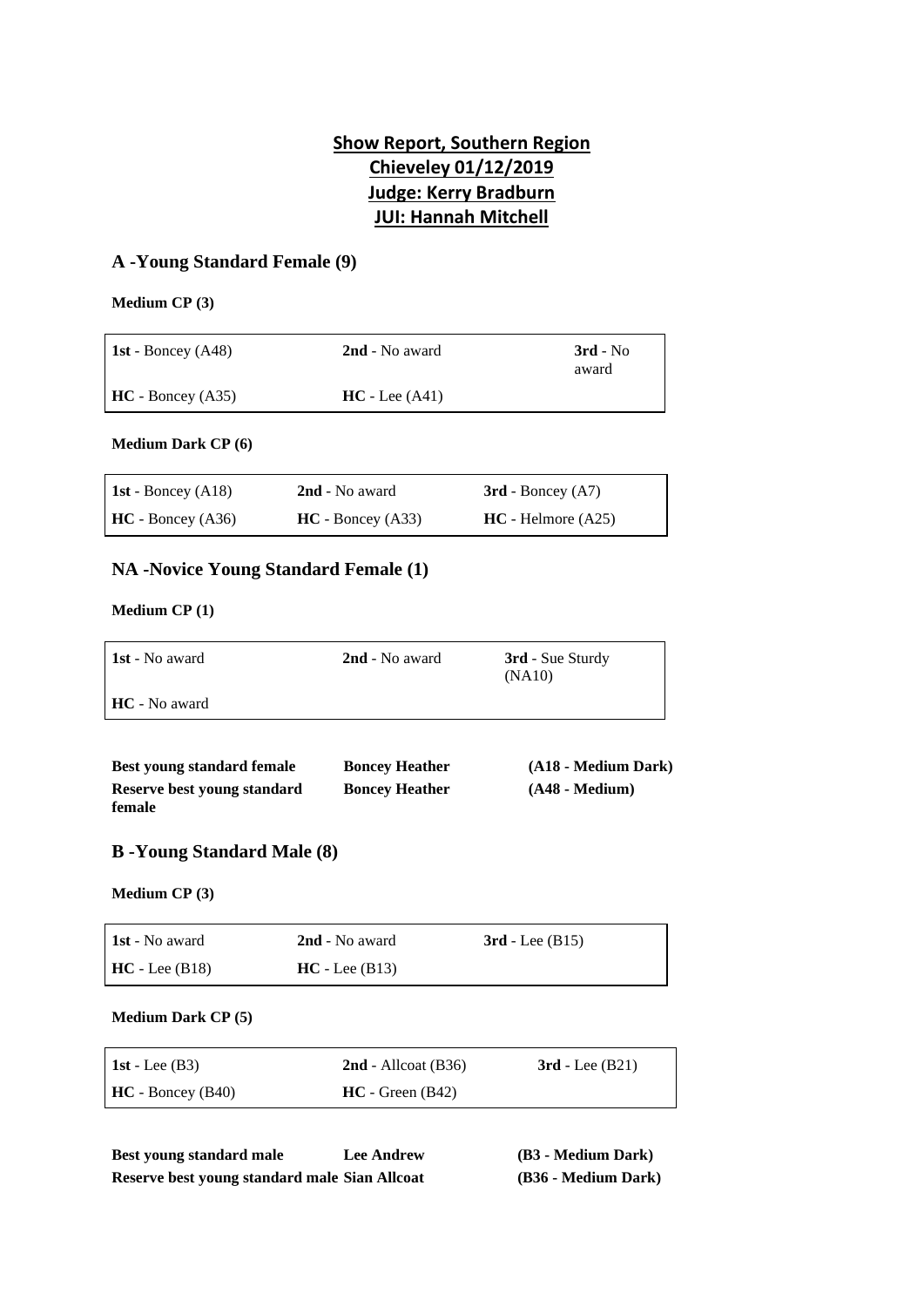# Show Report, Southern Region
# Chieveley 01/12/2019
# Judge: Kerry Bradburn
# JUI: Hannah Mitchell

## A -Young Standard Female (9)

**Medium CP (3)**

| | | |
|---|---|---|
| **1st** - Boncey (A48) | **2nd** - No award | **3rd** - No award |
| **HC** - Boncey (A35) | **HC** - Lee (A41) | |

**Medium Dark CP (6)**

| | | |
|---|---|---|
| **1st** - Boncey (A18) | **2nd** - No award | **3rd** - Boncey (A7) |
| **HC** - Boncey (A36) | **HC** - Boncey (A33) | **HC** - Helmore (A25) |

## NA -Novice Young Standard Female (1)

**Medium CP (1)**

| | | |
|---|---|---|
| **1st** - No award | **2nd** - No award | **3rd** - Sue Sturdy (NA10) |
| **HC** - No award | | |

| | | |
|---|---|---|
| **Best young standard female** | **Boncey Heather** | **(A18 - Medium Dark)** |
| **Reserve best young standard female** | **Boncey Heather** | **(A48 - Medium)** |

## B -Young Standard Male (8)

**Medium CP (3)**

| | | |
|---|---|---|
| **1st** - No award | **2nd** - No award | **3rd** - Lee (B15) |
| **HC** - Lee (B18) | **HC** - Lee (B13) | |

**Medium Dark CP (5)**

| | | |
|---|---|---|
| **1st** - Lee (B3) | **2nd** - Allcoat (B36) | **3rd** - Lee (B21) |
| **HC** - Boncey (B40) | **HC** - Green (B42) | |

| | | |
|---|---|---|
| **Best young standard male** | **Lee Andrew** | **(B3 - Medium Dark)** |
| **Reserve best young standard male** | **Sian Allcoat** | **(B36 - Medium Dark)** |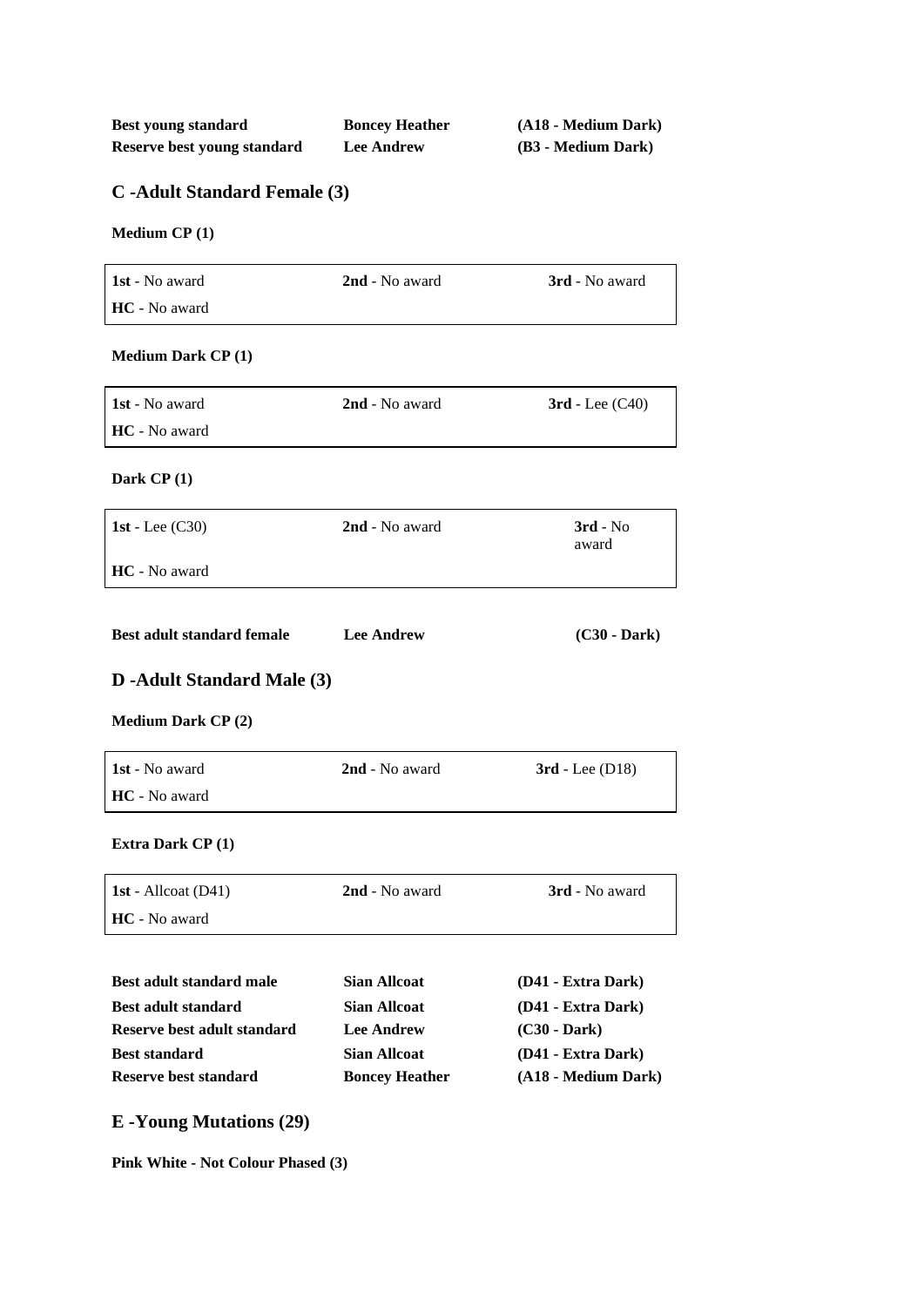| | | |
|---|---|---|
| **Best young standard** | **Boncey Heather** | **(A18 - Medium Dark)** |
| **Reserve best young standard** | **Lee Andrew** | **(B3 - Medium Dark)** |

## C -Adult Standard Female (3)

**Medium CP (1)**

| | | |
|---|---|---|
| **1st** - No award | **2nd** - No award | **3rd** - No award |
| **HC** - No award | | |

**Medium Dark CP (1)**

| | | |
|---|---|---|
| **1st** - No award | **2nd** - No award | **3rd** - Lee (C40) |
| **HC** - No award | | |

**Dark CP (1)**

| | | |
|---|---|---|
| **1st** - Lee (C30) | **2nd** - No award | **3rd** - No award |
| **HC** - No award | | |

| | | |
|---|---|---|
| **Best adult standard female** | **Lee Andrew** | **(C30 - Dark)** |

## D -Adult Standard Male (3)

**Medium Dark CP (2)**

| | | |
|---|---|---|
| **1st** - No award | **2nd** - No award | **3rd** - Lee (D18) |
| **HC** - No award | | |

**Extra Dark CP (1)**

| | | |
|---|---|---|
| **1st** - Allcoat (D41) | **2nd** - No award | **3rd** - No award |
| **HC** - No award | | |

| | | |
|---|---|---|
| **Best adult standard male** | **Sian Allcoat** | **(D41 - Extra Dark)** |
| **Best adult standard** | **Sian Allcoat** | **(D41 - Extra Dark)** |
| **Reserve best adult standard** | **Lee Andrew** | **(C30 - Dark)** |
| **Best standard** | **Sian Allcoat** | **(D41 - Extra Dark)** |
| **Reserve best standard** | **Boncey Heather** | **(A18 - Medium Dark)** |

## E -Young Mutations (29)

**Pink White - Not Colour Phased (3)**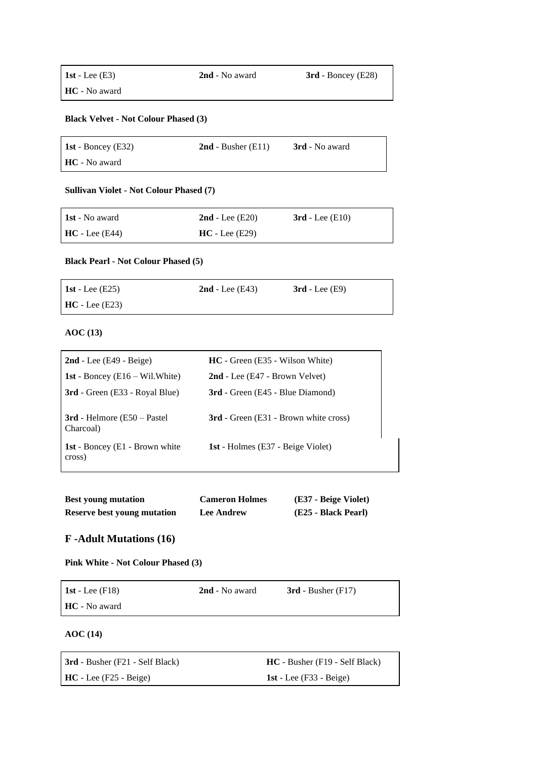| | | |
|---|---|---|
| **1st** - Lee (E3) | **2nd** - No award | **3rd** - Boncey (E28) |
| **HC** - No award | | |

**Black Velvet - Not Colour Phased (3)**

| | | |
|---|---|---|
| **1st** - Boncey (E32) | **2nd** - Busher (E11) | **3rd** - No award |
| **HC** - No award | | |

**Sullivan Violet - Not Colour Phased (7)**

| | | |
|---|---|---|
| **1st** - No award | **2nd** - Lee (E20) | **3rd** - Lee (E10) |
| **HC** - Lee (E44) | **HC** - Lee (E29) | |

**Black Pearl - Not Colour Phased (5)**

| | | |
|---|---|---|
| **1st** - Lee (E25) | **2nd** - Lee (E43) | **3rd** - Lee (E9) |
| **HC** - Lee (E23) | | |

**AOC (13)**

| | |
|---|---|
| **2nd** - Lee (E49 - Beige) | **HC** - Green (E35 - Wilson White) |
| **1st** - Boncey (E16 – Wil.White) | **2nd** - Lee (E47 - Brown Velvet) |
| **3rd** - Green (E33 - Royal Blue) | **3rd** - Green (E45 - Blue Diamond) |
| **3rd** - Helmore (E50 – Pastel Charcoal) | **3rd** - Green (E31 - Brown white cross) |
| **1st** - Boncey (E1 - Brown white cross) | **1st** - Holmes (E37 - Beige Violet) |

| | | |
|---|---|---|
| **Best young mutation** | **Cameron Holmes** | **(E37 - Beige Violet)** |
| **Reserve best young mutation** | **Lee Andrew** | **(E25 - Black Pearl)** |

## F -Adult Mutations (16)

**Pink White - Not Colour Phased (3)**

| | | |
|---|---|---|
| **1st** - Lee (F18) | **2nd** - No award | **3rd** - Busher (F17) |
| **HC** - No award | | |

**AOC (14)**

| | |
|---|---|
| **3rd** - Busher (F21 - Self Black) | **HC** - Busher (F19 - Self Black) |
| **HC** - Lee (F25 - Beige) | **1st** - Lee (F33 - Beige) |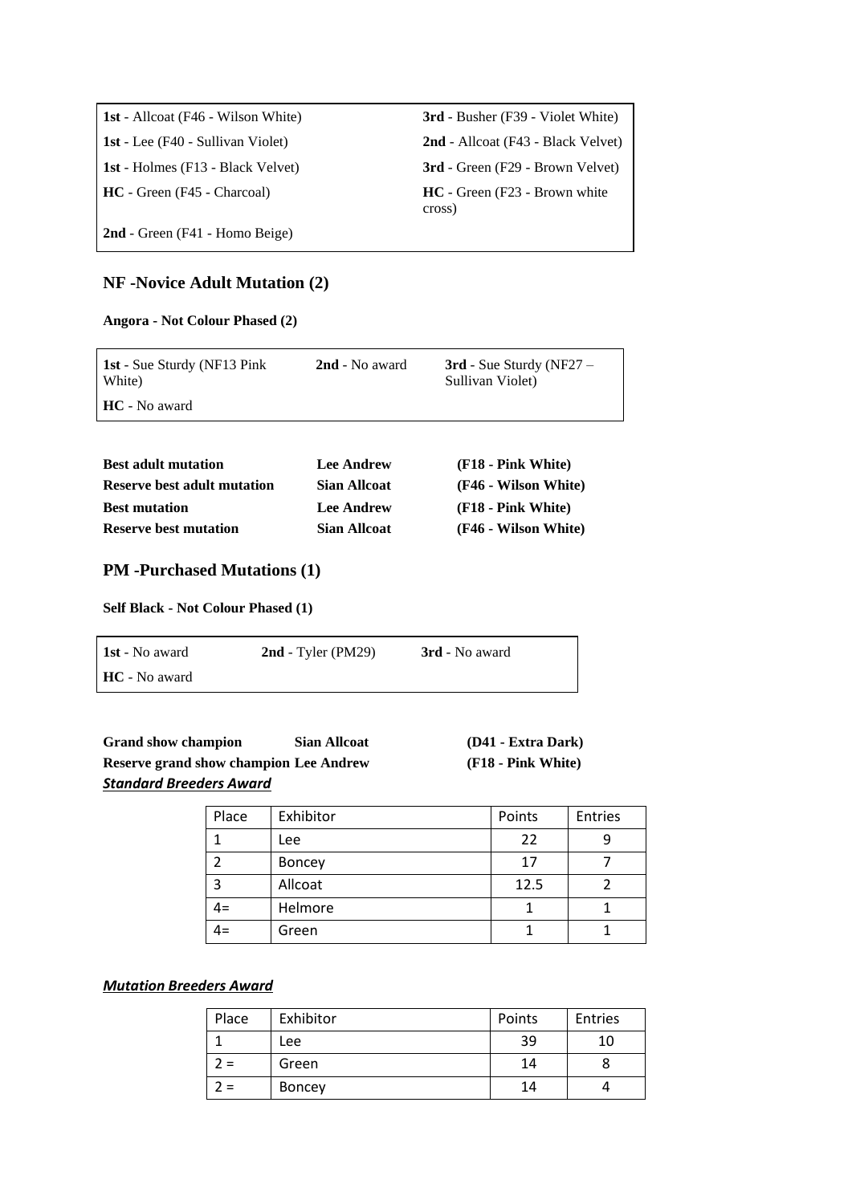| | |
|---|---|
| **1st** - Allcoat (F46 - Wilson White) | **3rd** - Busher (F39 - Violet White) |
| **1st** - Lee (F40 - Sullivan Violet) | **2nd** - Allcoat (F43 - Black Velvet) |
| **1st** - Holmes (F13 - Black Velvet) | **3rd** - Green (F29 - Brown Velvet) |
| **HC** - Green (F45 - Charcoal) | **HC** - Green (F23 - Brown white cross) |
| **2nd** - Green (F41 - Homo Beige) | |

## NF -Novice Adult Mutation (2)

**Angora - Not Colour Phased (2)**

| | | |
|---|---|---|
| **1st** - Sue Sturdy (NF13 Pink White) | **2nd** - No award | **3rd** - Sue Sturdy (NF27 – Sullivan Violet) |
| **HC** - No award | | |

| | | |
|---|---|---|
| **Best adult mutation** | **Lee Andrew** | **(F18 - Pink White)** |
| **Reserve best adult mutation** | **Sian Allcoat** | **(F46 - Wilson White)** |
| **Best mutation** | **Lee Andrew** | **(F18 - Pink White)** |
| **Reserve best mutation** | **Sian Allcoat** | **(F46 - Wilson White)** |

## PM -Purchased Mutations (1)

**Self Black - Not Colour Phased (1)**

| | | |
|---|---|---|
| **1st** - No award | **2nd** - Tyler (PM29) | **3rd** - No award |
| **HC** - No award | | |

| | | |
|---|---|---|
| **Grand show champion** | **Sian Allcoat** | **(D41 - Extra Dark)** |
| **Reserve grand show champion** | **Lee Andrew** | **(F18 - Pink White)** |

***Standard Breeders Award***

| Place | Exhibitor | Points | Entries |
|---|---|---|---|
| 1 | Lee | 22 | 9 |
| 2 | Boncey | 17 | 7 |
| 3 | Allcoat | 12.5 | 2 |
| 4= | Helmore | 1 | 1 |
| 4= | Green | 1 | 1 |

***Mutation Breeders Award***

| Place | Exhibitor | Points | Entries |
|---|---|---|---|
| 1 | Lee | 39 | 10 |
| 2 = | Green | 14 | 8 |
| 2 = | Boncey | 14 | 4 |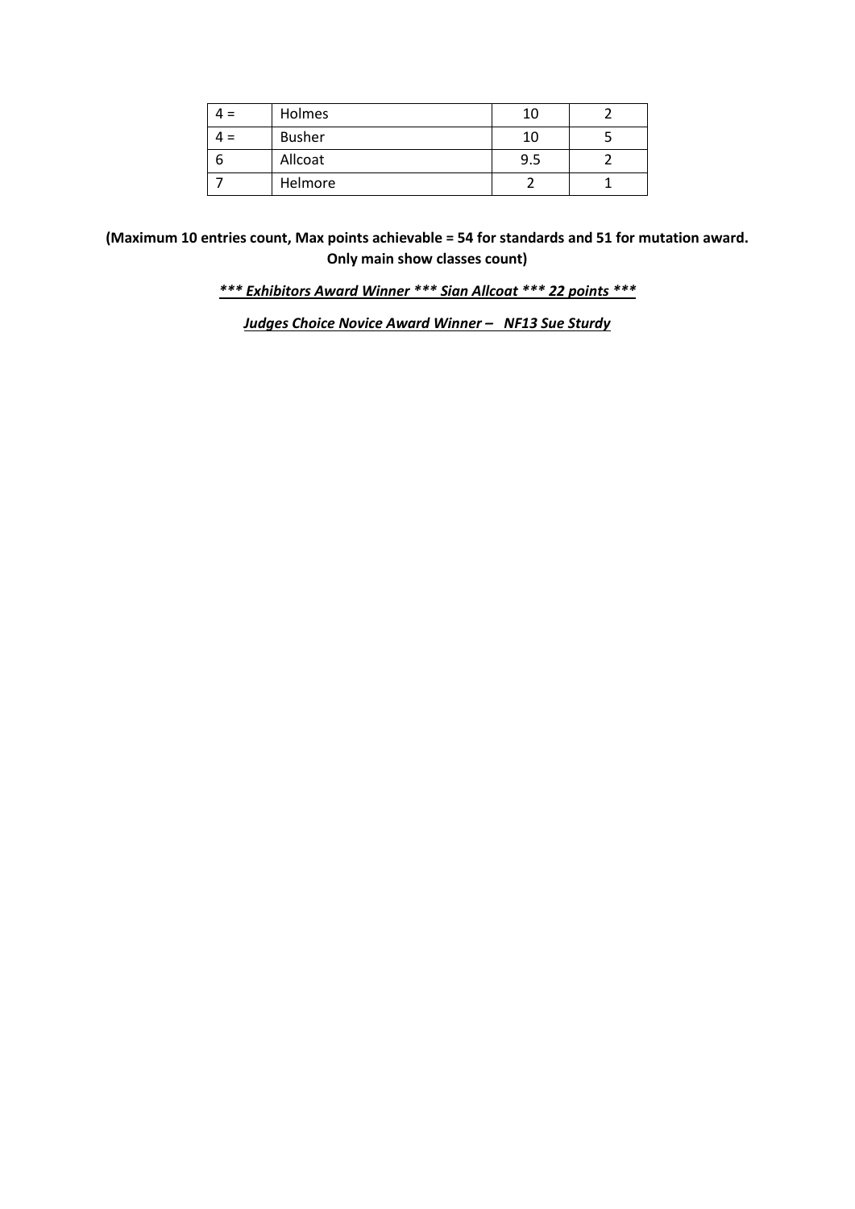| | | | |
|---|---|---|---|
| 4 = | Holmes | 10 | 2 |
| 4 = | Busher | 10 | 5 |
| 6 | Allcoat | 9.5 | 2 |
| 7 | Helmore | 2 | 1 |

**(Maximum 10 entries count, Max points achievable = 54 for standards and 51 for mutation award. Only main show classes count)**

***\*\*\* Exhibitors Award Winner \*\*\* Sian Allcoat \*\*\* 22 points \*\*\****

***Judges Choice Novice Award Winner – NF13 Sue Sturdy***